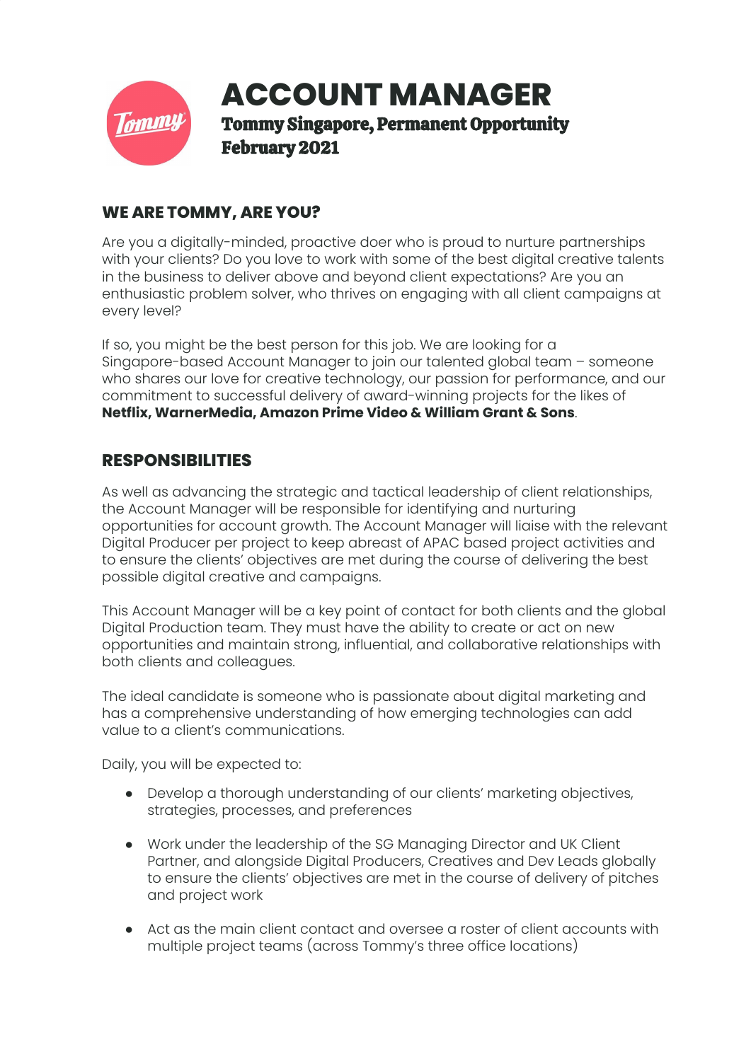# ACCOUNT MANAGER

**Tommy Singapore, Permanent Opportunity**
**February 2021**

## WE ARE TOMMY, ARE YOU?

Are you a digitally-minded, proactive doer who is proud to nurture partnerships with your clients? Do you love to work with some of the best digital creative talents in the business to deliver above and beyond client expectations? Are you an enthusiastic problem solver, who thrives on engaging with all client campaigns at every level?

If so, you might be the best person for this job. We are looking for a Singapore-based Account Manager to join our talented global team – someone who shares our love for creative technology, our passion for performance, and our commitment to successful delivery of award-winning projects for the likes of **Netflix, WarnerMedia, Amazon Prime Video & William Grant & Sons**.

## RESPONSIBILITIES

As well as advancing the strategic and tactical leadership of client relationships, the Account Manager will be responsible for identifying and nurturing opportunities for account growth. The Account Manager will liaise with the relevant Digital Producer per project to keep abreast of APAC based project activities and to ensure the clients' objectives are met during the course of delivering the best possible digital creative and campaigns.

This Account Manager will be a key point of contact for both clients and the global Digital Production team. They must have the ability to create or act on new opportunities and maintain strong, influential, and collaborative relationships with both clients and colleagues.

The ideal candidate is someone who is passionate about digital marketing and has a comprehensive understanding of how emerging technologies can add value to a client's communications.

Daily, you will be expected to:

- Develop a thorough understanding of our clients' marketing objectives, strategies, processes, and preferences
- Work under the leadership of the SG Managing Director and UK Client Partner, and alongside Digital Producers, Creatives and Dev Leads globally to ensure the clients' objectives are met in the course of delivery of pitches and project work
- Act as the main client contact and oversee a roster of client accounts with multiple project teams (across Tommy's three office locations)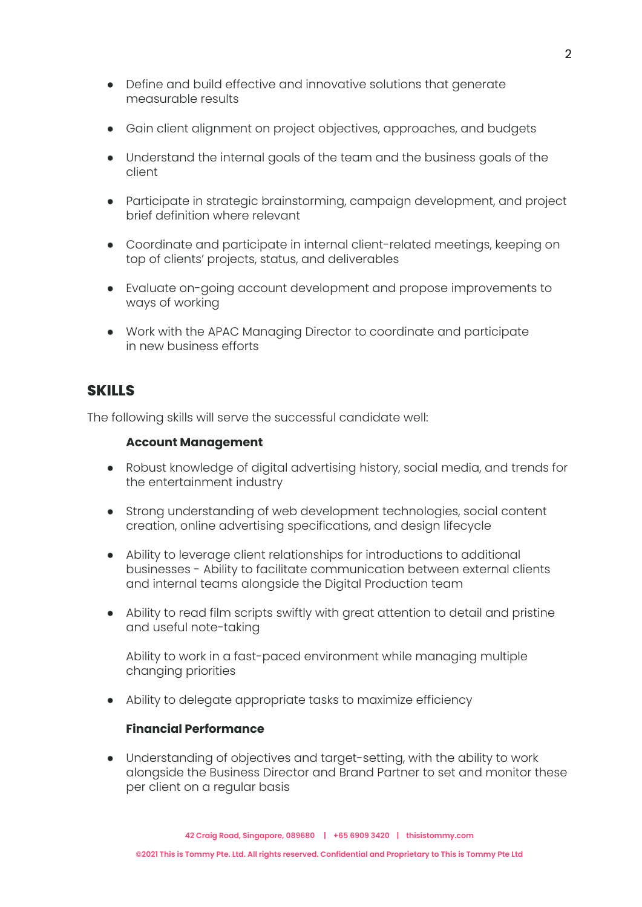- Define and build effective and innovative solutions that generate measurable results

- Gain client alignment on project objectives, approaches, and budgets

- Understand the internal goals of the team and the business goals of the client

- Participate in strategic brainstorming, campaign development, and project brief definition where relevant

- Coordinate and participate in internal client-related meetings, keeping on top of clients' projects, status, and deliverables

- Evaluate on-going account development and propose improvements to ways of working

- Work with the APAC Managing Director to coordinate and participate in new business efforts

## SKILLS

The following skills will serve the successful candidate well:

**Account Management**

- Robust knowledge of digital advertising history, social media, and trends for the entertainment industry

- Strong understanding of web development technologies, social content creation, online advertising specifications, and design lifecycle

- Ability to leverage client relationships for introductions to additional businesses - Ability to facilitate communication between external clients and internal teams alongside the Digital Production team

- Ability to read film scripts swiftly with great attention to detail and pristine and useful note-taking

  Ability to work in a fast-paced environment while managing multiple changing priorities

- Ability to delegate appropriate tasks to maximize efficiency

**Financial Performance**

- Understanding of objectives and target-setting, with the ability to work alongside the Business Director and Brand Partner to set and monitor these per client on a regular basis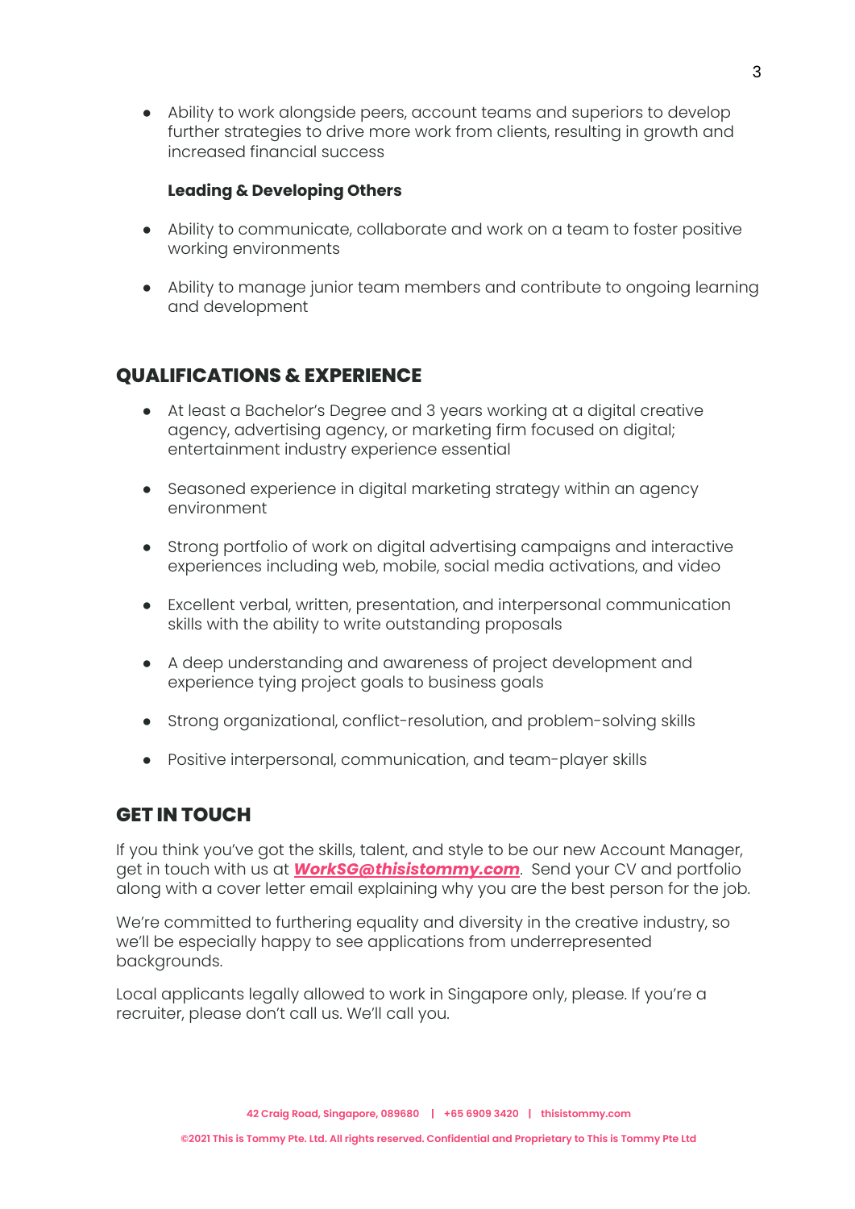- Ability to work alongside peers, account teams and superiors to develop further strategies to drive more work from clients, resulting in growth and increased financial success

**Leading & Developing Others**

- Ability to communicate, collaborate and work on a team to foster positive working environments
- Ability to manage junior team members and contribute to ongoing learning and development

## QUALIFICATIONS & EXPERIENCE

- At least a Bachelor's Degree and 3 years working at a digital creative agency, advertising agency, or marketing firm focused on digital; entertainment industry experience essential
- Seasoned experience in digital marketing strategy within an agency environment
- Strong portfolio of work on digital advertising campaigns and interactive experiences including web, mobile, social media activations, and video
- Excellent verbal, written, presentation, and interpersonal communication skills with the ability to write outstanding proposals
- A deep understanding and awareness of project development and experience tying project goals to business goals
- Strong organizational, conflict-resolution, and problem-solving skills
- Positive interpersonal, communication, and team-player skills

## GET IN TOUCH

If you think you've got the skills, talent, and style to be our new Account Manager, get in touch with us at ***WorkSG@thisistommy.com***. Send your CV and portfolio along with a cover letter email explaining why you are the best person for the job.

We're committed to furthering equality and diversity in the creative industry, so we'll be especially happy to see applications from underrepresented backgrounds.

Local applicants legally allowed to work in Singapore only, please. If you're a recruiter, please don't call us. We'll call you.

42 Craig Road, Singapore, 089680 | +65 6909 3420 | thisistommy.com

©2021 This is Tommy Pte. Ltd. All rights reserved. Confidential and Proprietary to This is Tommy Pte Ltd